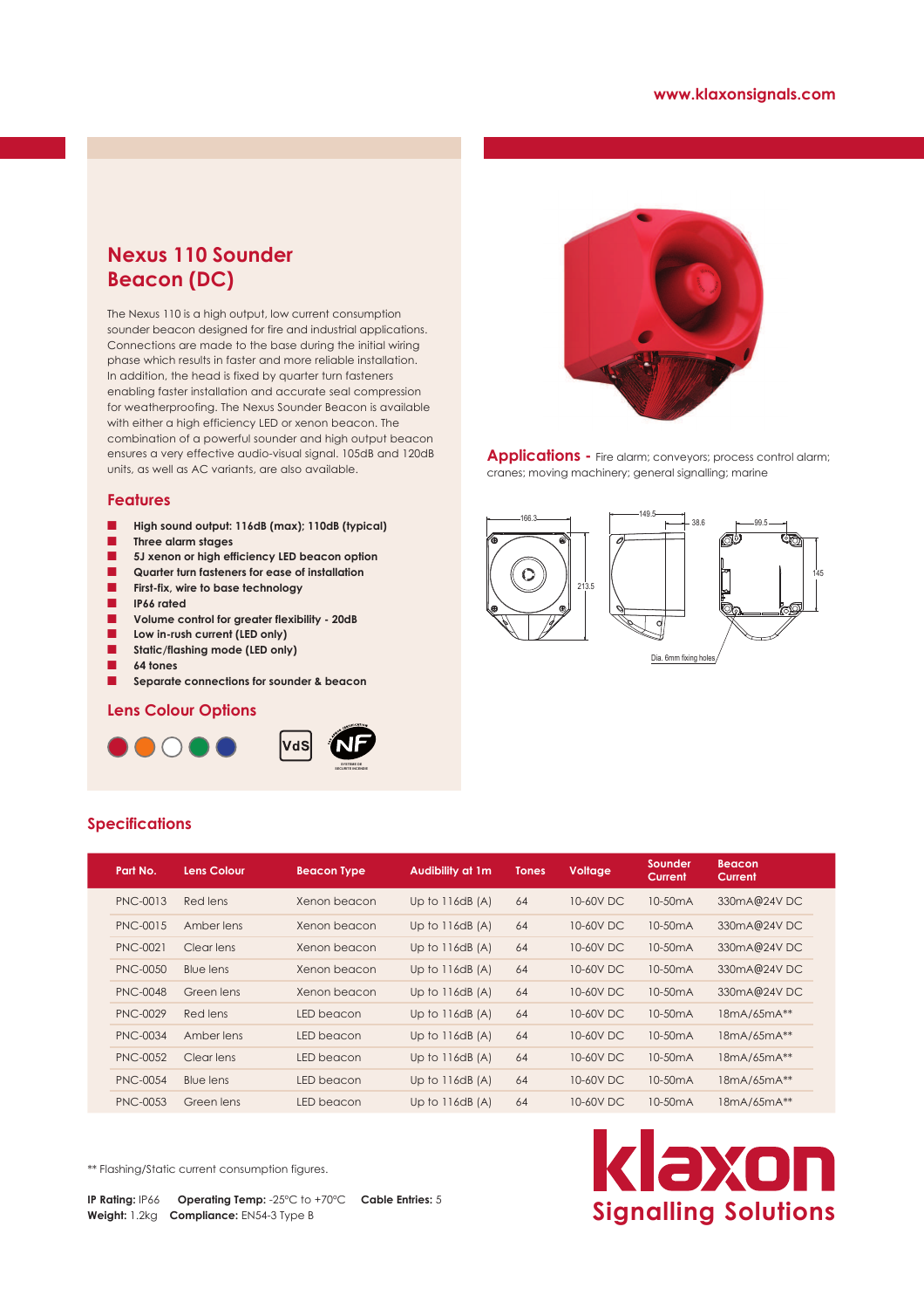www.klaxonsignals.com

# Nexus 110 Sounder Beacon (DC)

The Nexus 110 is a high output, low current consumption sounder beacon designed for fire and industrial applications. Connections are made to the base during the initial wiring phase which results in faster and more reliable installation. In addition, the head is fixed by quarter turn fasteners enabling faster installation and accurate seal compression for weatherproofing. The Nexus Sounder Beacon is available with either a high efficiency LED or xenon beacon. The combination of a powerful sounder and high output beacon ensures a very effective audio-visual signal. 105dB and 120dB units, as well as AC variants, are also available.

## Features

- **High sound output: 116dB (max); 110dB (typical)**
- **Three alarm stages**
- **5J xenon or high efficiency LED beacon option**
- **Quarter turn fasteners for ease of installation**
- **First-fix, wire to base technology**
- **IP66 rated**
- **Volume control for greater flexibility - 20dB**
- **Low in-rush current (LED only)**
- **Static/flashing mode (LED only)**
- **64 tones**
- **Separate connections for sounder & beacon**

## Lens Colour Options

**Applications -** Fire alarm; conveyors; process control alarm; cranes; moving machinery; general signalling; marine

166.3 | 213.5 | 149.5 | 38.6 | 99.5 | 145 | Dia. 6mm fixing holes

## Specifications

| Part No. | Lens Colour | Beacon Type | Audibility at 1m | Tones | Voltage | Sounder Current | Beacon Current |
|---|---|---|---|---|---|---|---|
| PNC-0013 | Red lens | Xenon beacon | Up to 116dB (A) | 64 | 10-60V DC | 10-50mA | 330mA@24V DC |
| PNC-0015 | Amber lens | Xenon beacon | Up to 116dB (A) | 64 | 10-60V DC | 10-50mA | 330mA@24V DC |
| PNC-0021 | Clear lens | Xenon beacon | Up to 116dB (A) | 64 | 10-60V DC | 10-50mA | 330mA@24V DC |
| PNC-0050 | Blue lens | Xenon beacon | Up to 116dB (A) | 64 | 10-60V DC | 10-50mA | 330mA@24V DC |
| PNC-0048 | Green lens | Xenon beacon | Up to 116dB (A) | 64 | 10-60V DC | 10-50mA | 330mA@24V DC |
| PNC-0029 | Red lens | LED beacon | Up to 116dB (A) | 64 | 10-60V DC | 10-50mA | 18mA/65mA** |
| PNC-0034 | Amber lens | LED beacon | Up to 116dB (A) | 64 | 10-60V DC | 10-50mA | 18mA/65mA** |
| PNC-0052 | Clear lens | LED beacon | Up to 116dB (A) | 64 | 10-60V DC | 10-50mA | 18mA/65mA** |
| PNC-0054 | Blue lens | LED beacon | Up to 116dB (A) | 64 | 10-60V DC | 10-50mA | 18mA/65mA** |
| PNC-0053 | Green lens | LED beacon | Up to 116dB (A) | 64 | 10-60V DC | 10-50mA | 18mA/65mA** |

** Flashing/Static current consumption figures.

**IP Rating:** IP66 **Operating Temp:** -25°C to +70°C **Cable Entries:** 5
**Weight:** 1.2kg **Compliance:** EN54-3 Type B

klaxon Signalling Solutions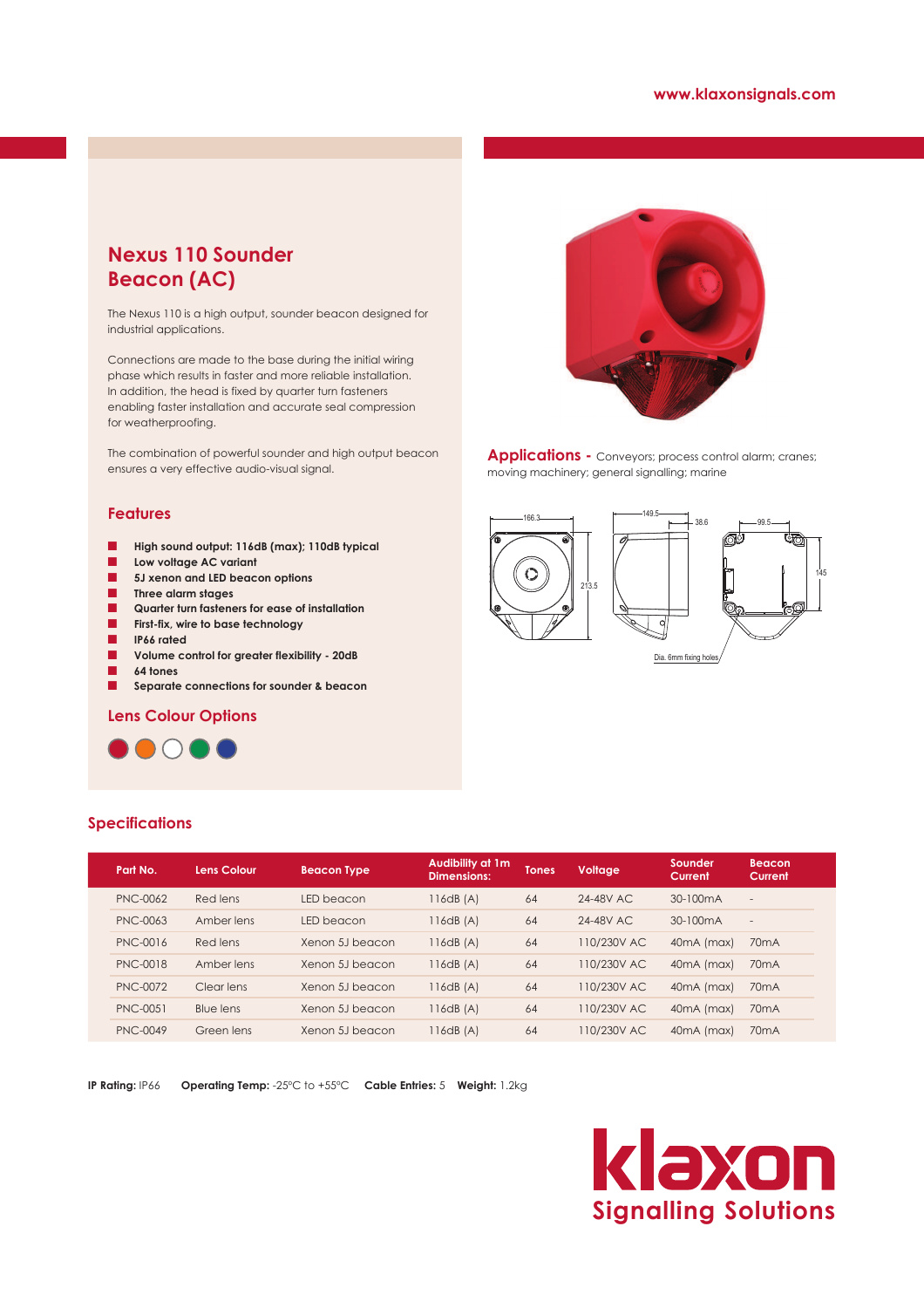www.klaxonsignals.com

# Nexus 110 Sounder Beacon (AC)

The Nexus 110 is a high output, sounder beacon designed for industrial applications.

Connections are made to the base during the initial wiring phase which results in faster and more reliable installation. In addition, the head is fixed by quarter turn fasteners enabling faster installation and accurate seal compression for weatherproofing.

The combination of powerful sounder and high output beacon ensures a very effective audio-visual signal.

## Features

- **High sound output: 116dB (max); 110dB typical**
- **Low voltage AC variant**
- **5J xenon and LED beacon options**
- **Three alarm stages**
- **Quarter turn fasteners for ease of installation**
- **First-fix, wire to base technology**
- **IP66 rated**
- **Volume control for greater flexibility - 20dB**
- **64 tones**
- **Separate connections for sounder & beacon**

## Lens Colour Options

**Applications -** Conveyors; process control alarm; cranes; moving machinery; general signalling; marine

166.3
213.5
149.5
38.6
99.5
145
Dia. 6mm fixing holes

## Specifications

| Part No. | Lens Colour | Beacon Type | Audibility at 1m Dimensions: | Tones | Voltage | Sounder Current | Beacon Current |
|---|---|---|---|---|---|---|---|
| PNC-0062 | Red lens | LED beacon | 116dB (A) | 64 | 24-48V AC | 30-100mA | - |
| PNC-0063 | Amber lens | LED beacon | 116dB (A) | 64 | 24-48V AC | 30-100mA | - |
| PNC-0016 | Red lens | Xenon 5J beacon | 116dB (A) | 64 | 110/230V AC | 40mA (max) | 70mA |
| PNC-0018 | Amber lens | Xenon 5J beacon | 116dB (A) | 64 | 110/230V AC | 40mA (max) | 70mA |
| PNC-0072 | Clear lens | Xenon 5J beacon | 116dB (A) | 64 | 110/230V AC | 40mA (max) | 70mA |
| PNC-0051 | Blue lens | Xenon 5J beacon | 116dB (A) | 64 | 110/230V AC | 40mA (max) | 70mA |
| PNC-0049 | Green lens | Xenon 5J beacon | 116dB (A) | 64 | 110/230V AC | 40mA (max) | 70mA |

**IP Rating:** IP66 **Operating Temp:** -25°C to +55°C **Cable Entries:** 5 **Weight:** 1.2kg

klaxon
Signalling Solutions